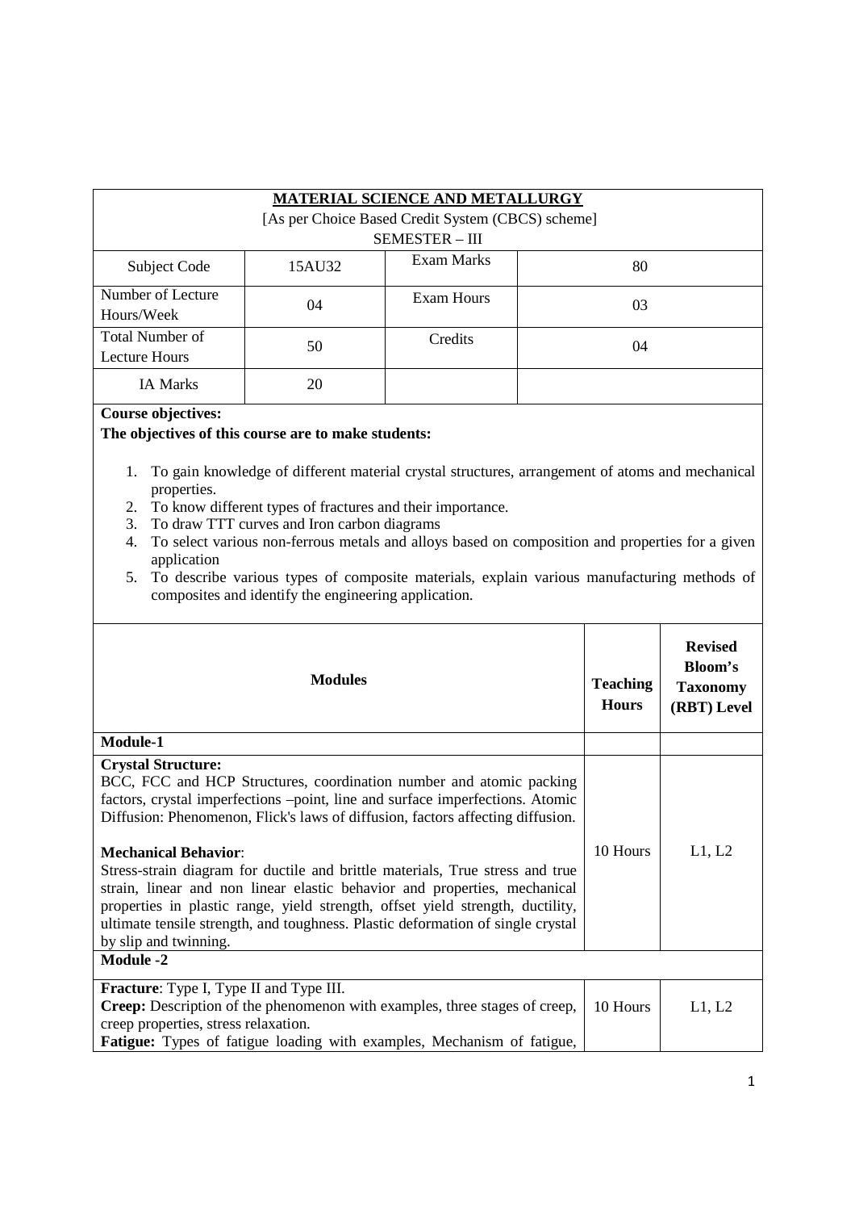# MATERIAL SCIENCE AND METALLURGY

[As per Choice Based Credit System (CBCS) scheme]

SEMESTER – III

| Subject Code | 15AU32 | Exam Marks | 80 |
|---|---|---|---|
| Number of Lecture Hours/Week | 04 | Exam Hours | 03 |
| Total Number of Lecture Hours | 50 | Credits | 04 |
| IA Marks | 20 | | |

**Course objectives:**

**The objectives of this course are to make students:**

1. To gain knowledge of different material crystal structures, arrangement of atoms and mechanical properties.
2. To know different types of fractures and their importance.
3. To draw TTT curves and Iron carbon diagrams
4. To select various non-ferrous metals and alloys based on composition and properties for a given application
5. To describe various types of composite materials, explain various manufacturing methods of composites and identify the engineering application.

| Modules | Teaching Hours | Revised Bloom's Taxonomy (RBT) Level |
|---|---|---|
| **Module-1** | | |
| **Crystal Structure:** BCC, FCC and HCP Structures, coordination number and atomic packing factors, crystal imperfections –point, line and surface imperfections. Atomic Diffusion: Phenomenon, Flick's laws of diffusion, factors affecting diffusion.<br><br>**Mechanical Behavior**: Stress-strain diagram for ductile and brittle materials, True stress and true strain, linear and non linear elastic behavior and properties, mechanical properties in plastic range, yield strength, offset yield strength, ductility, ultimate tensile strength, and toughness. Plastic deformation of single crystal by slip and twinning. | 10 Hours | L1, L2 |
| **Module -2** | | |
| **Fracture**: Type I, Type II and Type III.<br>**Creep:** Description of the phenomenon with examples, three stages of creep, creep properties, stress relaxation.<br>**Fatigue:** Types of fatigue loading with examples, Mechanism of fatigue, | 10 Hours | L1, L2 |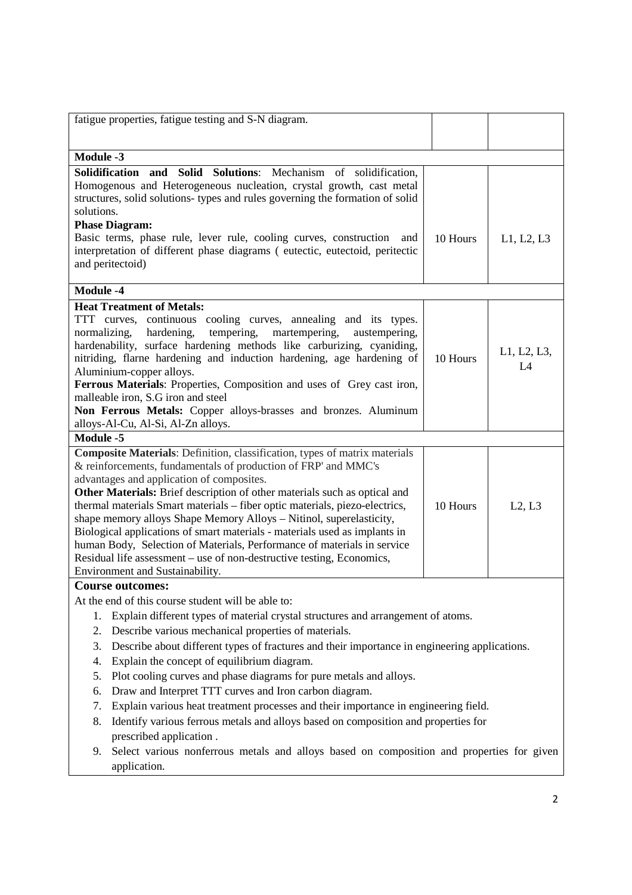| | | |
|---|---|---|
| fatigue properties, fatigue testing and S-N diagram. | | |
| **Module -3** | | |
| **Solidification and Solid Solutions**: Mechanism of solidification, Homogenous and Heterogeneous nucleation, crystal growth, cast metal structures, solid solutions- types and rules governing the formation of solid solutions.<br>**Phase Diagram:**<br>Basic terms, phase rule, lever rule, cooling curves, construction and interpretation of different phase diagrams ( eutectic, eutectoid, peritectic and peritectoid) | 10 Hours | L1, L2, L3 |
| **Module -4** | | |
| **Heat Treatment of Metals:**<br>TTT curves, continuous cooling curves, annealing and its types. normalizing, hardening, tempering, martempering, austempering, hardenability, surface hardening methods like carburizing, cyaniding, nitriding, flarne hardening and induction hardening, age hardening of Aluminium-copper alloys.<br>**Ferrous Materials**: Properties, Composition and uses of Grey cast iron, malleable iron, S.G iron and steel<br>**Non Ferrous Metals:** Copper alloys-brasses and bronzes. Aluminum alloys-Al-Cu, Al-Si, Al-Zn alloys. | 10 Hours | L1, L2, L3, L4 |
| **Module -5** | | |
| **Composite Materials**: Definition, classification, types of matrix materials & reinforcements, fundamentals of production of FRP' and MMC's advantages and application of composites.<br>**Other Materials:** Brief description of other materials such as optical and thermal materials Smart materials – fiber optic materials, piezo-electrics, shape memory alloys Shape Memory Alloys – Nitinol, superelasticity, Biological applications of smart materials - materials used as implants in human Body, Selection of Materials, Performance of materials in service Residual life assessment – use of non-destructive testing, Economics, Environment and Sustainability. | 10 Hours | L2, L3 |

**Course outcomes:**

At the end of this course student will be able to:

1. Explain different types of material crystal structures and arrangement of atoms.
2. Describe various mechanical properties of materials.
3. Describe about different types of fractures and their importance in engineering applications.
4. Explain the concept of equilibrium diagram.
5. Plot cooling curves and phase diagrams for pure metals and alloys.
6. Draw and Interpret TTT curves and Iron carbon diagram.
7. Explain various heat treatment processes and their importance in engineering field.
8. Identify various ferrous metals and alloys based on composition and properties for prescribed application .
9. Select various nonferrous metals and alloys based on composition and properties for given application.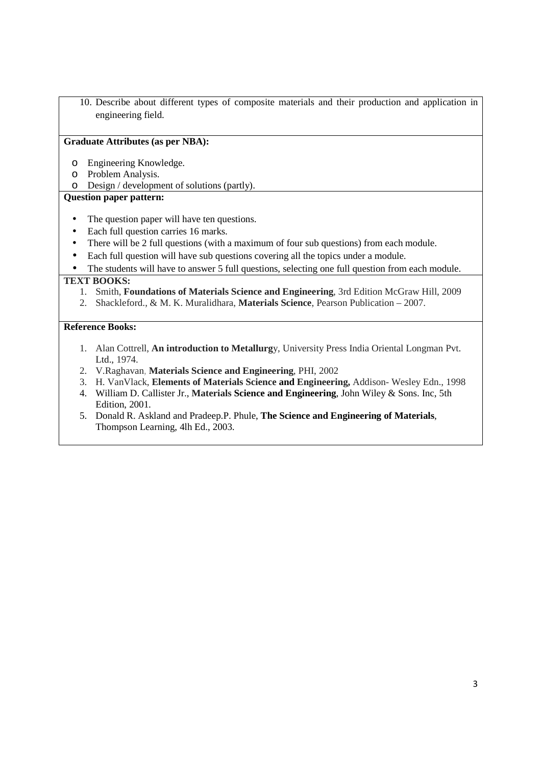10. Describe about different types of composite materials and their production and application in engineering field.

**Graduate Attributes (as per NBA):**

- Engineering Knowledge.
- Problem Analysis.
- Design / development of solutions (partly).

**Question paper pattern:**

- The question paper will have ten questions.
- Each full question carries 16 marks.
- There will be 2 full questions (with a maximum of four sub questions) from each module.
- Each full question will have sub questions covering all the topics under a module.
- The students will have to answer 5 full questions, selecting one full question from each module.

**TEXT BOOKS:**

1. Smith, **Foundations of Materials Science and Engineering**, 3rd Edition McGraw Hill, 2009
2. Shackleford., & M. K. Muralidhara, **Materials Science**, Pearson Publication – 2007.

**Reference Books:**

1. Alan Cottrell, **An introduction to Metallurg**y, University Press India Oriental Longman Pvt. Ltd., 1974.
2. V.Raghavan, **Materials Science and Engineering**, PHI, 2002
3. H. VanVlack, **Elements of Materials Science and Engineering,** Addison- Wesley Edn., 1998
4. William D. Callister Jr., **Materials Science and Engineering**, John Wiley & Sons. Inc, 5th Edition, 2001.
5. Donald R. Askland and Pradeep.P. Phule, **The Science and Engineering of Materials**, Thompson Learning, 4lh Ed., 2003.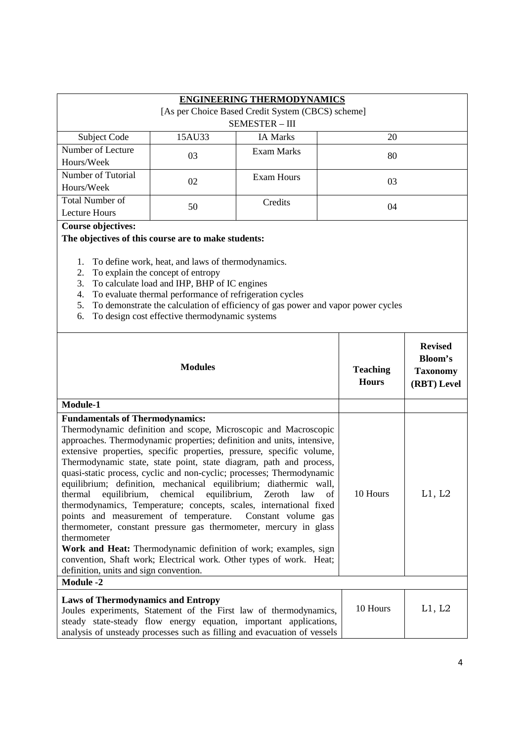## ENGINEERING THERMODYNAMICS

[As per Choice Based Credit System (CBCS) scheme]

SEMESTER – III

| Subject Code | 15AU33 | IA Marks | 20 |
|---|---|---|---|
| Number of Lecture Hours/Week | 03 | Exam Marks | 80 |
| Number of Tutorial Hours/Week | 02 | Exam Hours | 03 |
| Total Number of Lecture Hours | 50 | Credits | 04 |

**Course objectives:**

**The objectives of this course are to make students:**

1. To define work, heat, and laws of thermodynamics.
2. To explain the concept of entropy
3. To calculate load and IHP, BHP of IC engines
4. To evaluate thermal performance of refrigeration cycles
5. To demonstrate the calculation of efficiency of gas power and vapor power cycles
6. To design cost effective thermodynamic systems

| **Modules** | **Teaching Hours** | **Revised Bloom's Taxonomy (RBT) Level** |
|---|---|---|
| **Module-1** | | |
| **Fundamentals of Thermodynamics:** Thermodynamic definition and scope, Microscopic and Macroscopic approaches. Thermodynamic properties; definition and units, intensive, extensive properties, specific properties, pressure, specific volume, Thermodynamic state, state point, state diagram, path and process, quasi-static process, cyclic and non-cyclic; processes; Thermodynamic equilibrium; definition, mechanical equilibrium; diathermic wall, thermal equilibrium, chemical equilibrium, Zeroth law of thermodynamics, Temperature; concepts, scales, international fixed points and measurement of temperature. Constant volume gas thermometer, constant pressure gas thermometer, mercury in glass thermometer<br>**Work and Heat:** Thermodynamic definition of work; examples, sign convention, Shaft work; Electrical work. Other types of work. Heat; definition, units and sign convention. | 10 Hours | L1, L2 |
| **Module -2** | | |
| **Laws of Thermodynamics and Entropy** Joules experiments, Statement of the First law of thermodynamics, steady state-steady flow energy equation, important applications, analysis of unsteady processes such as filling and evacuation of vessels | 10 Hours | L1, L2 |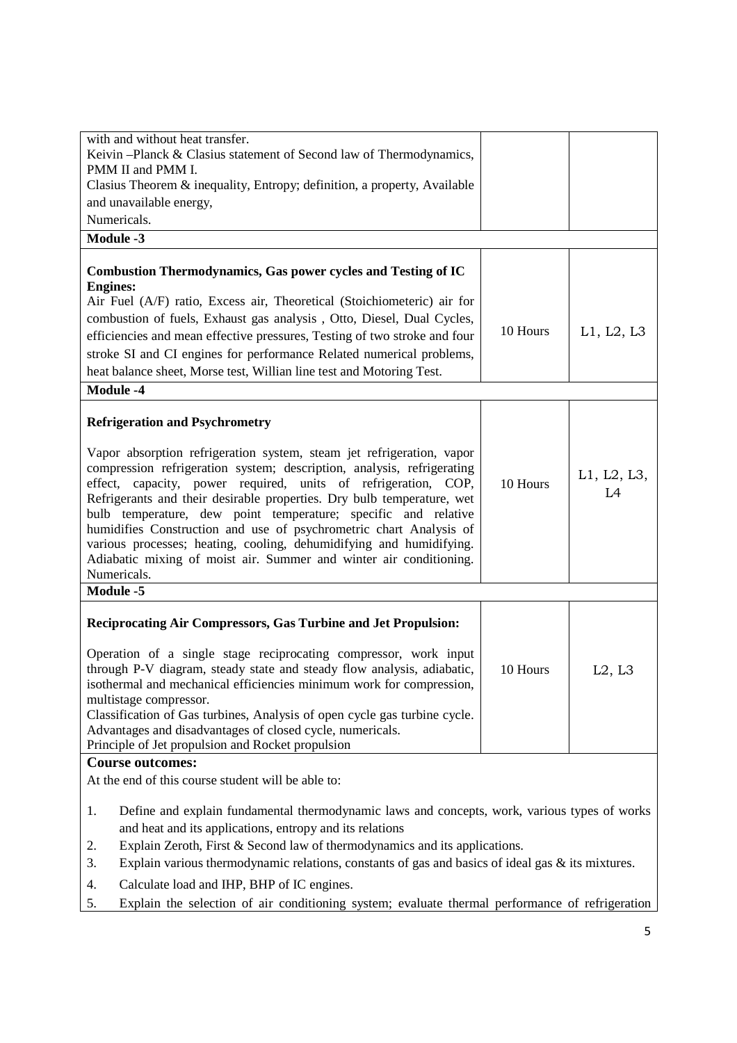| | | |
|---|---|---|
| with and without heat transfer.<br>Keivin –Planck & Clasius statement of Second law of Thermodynamics, PMM II and PMM I.<br>Clasius Theorem & inequality, Entropy; definition, a property, Available and unavailable energy,<br>Numericals. | | |
| **Module -3** | | |
| **Combustion Thermodynamics, Gas power cycles and Testing of IC Engines:**<br>Air Fuel (A/F) ratio, Excess air, Theoretical (Stoichiometeric) air for combustion of fuels, Exhaust gas analysis , Otto, Diesel, Dual Cycles, efficiencies and mean effective pressures, Testing of two stroke and four stroke SI and CI engines for performance Related numerical problems, heat balance sheet, Morse test, Willian line test and Motoring Test. | 10 Hours | L1, L2, L3 |
| **Module -4** | | |
| **Refrigeration and Psychrometry**<br><br>Vapor absorption refrigeration system, steam jet refrigeration, vapor compression refrigeration system; description, analysis, refrigerating effect, capacity, power required, units of refrigeration, COP, Refrigerants and their desirable properties. Dry bulb temperature, wet bulb temperature, dew point temperature; specific and relative humidifies Construction and use of psychrometric chart Analysis of various processes; heating, cooling, dehumidifying and humidifying. Adiabatic mixing of moist air. Summer and winter air conditioning. Numericals. | 10 Hours | L1, L2, L3, L4 |
| **Module -5** | | |
| **Reciprocating Air Compressors, Gas Turbine and Jet Propulsion:**<br><br>Operation of a single stage reciprocating compressor, work input through P-V diagram, steady state and steady flow analysis, adiabatic, isothermal and mechanical efficiencies minimum work for compression, multistage compressor.<br>Classification of Gas turbines, Analysis of open cycle gas turbine cycle. Advantages and disadvantages of closed cycle, numericals.<br>Principle of Jet propulsion and Rocket propulsion | 10 Hours | L2, L3 |

**Course outcomes:**

At the end of this course student will be able to:

1. Define and explain fundamental thermodynamic laws and concepts, work, various types of works and heat and its applications, entropy and its relations
2. Explain Zeroth, First & Second law of thermodynamics and its applications.
3. Explain various thermodynamic relations, constants of gas and basics of ideal gas & its mixtures.
4. Calculate load and IHP, BHP of IC engines.
5. Explain the selection of air conditioning system; evaluate thermal performance of refrigeration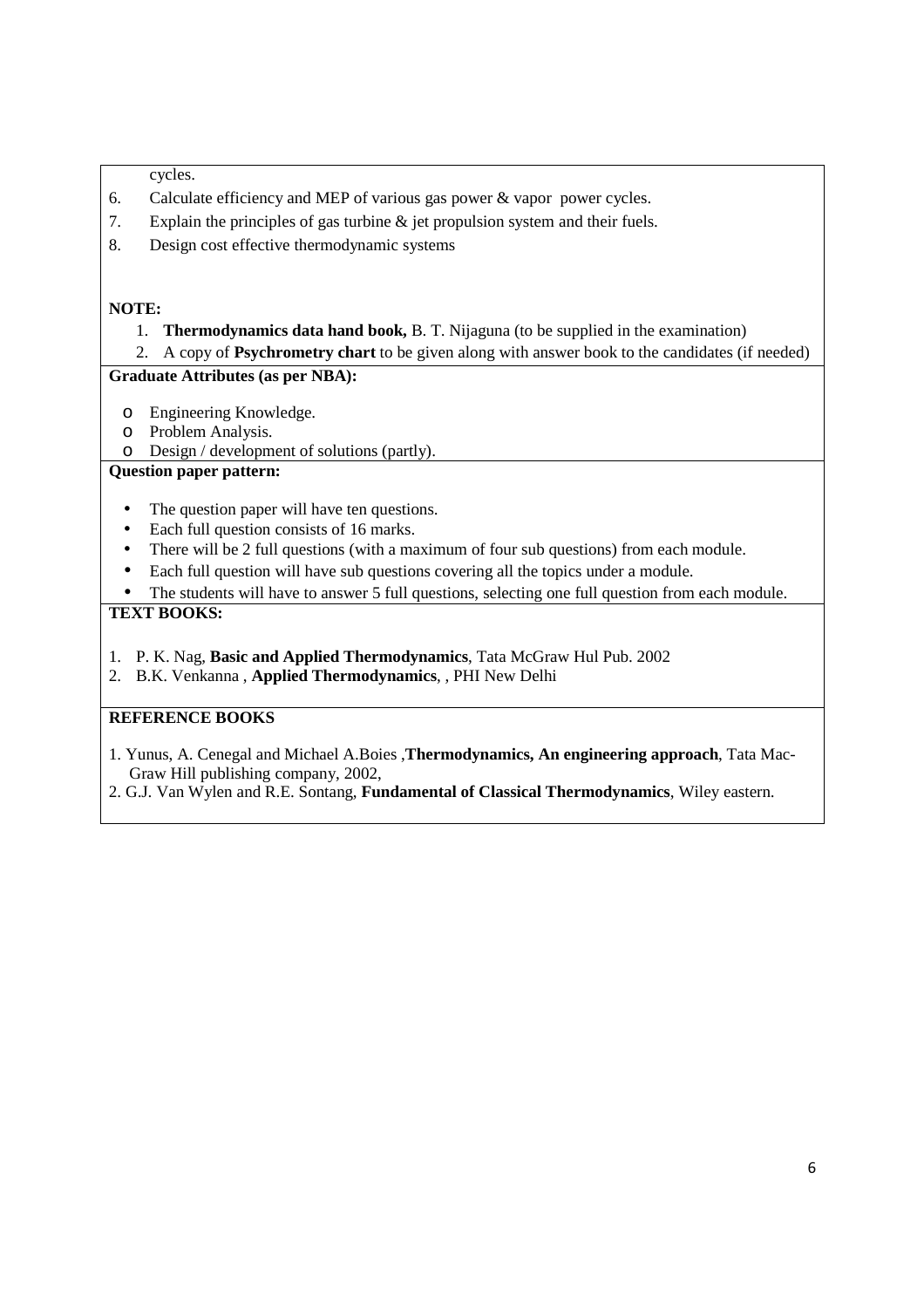cycles.

6. Calculate efficiency and MEP of various gas power & vapor power cycles.
7. Explain the principles of gas turbine & jet propulsion system and their fuels.
8. Design cost effective thermodynamic systems

**NOTE:**

1. **Thermodynamics data hand book,** B. T. Nijaguna (to be supplied in the examination)
2. A copy of **Psychrometry chart** to be given along with answer book to the candidates (if needed)

**Graduate Attributes (as per NBA):**

- Engineering Knowledge.
- Problem Analysis.
- Design / development of solutions (partly).

**Question paper pattern:**

- The question paper will have ten questions.
- Each full question consists of 16 marks.
- There will be 2 full questions (with a maximum of four sub questions) from each module.
- Each full question will have sub questions covering all the topics under a module.
- The students will have to answer 5 full questions, selecting one full question from each module.

**TEXT BOOKS:**

1. P. K. Nag, **Basic and Applied Thermodynamics**, Tata McGraw Hul Pub. 2002
2. B.K. Venkanna , **Applied Thermodynamics**, , PHI New Delhi

**REFERENCE BOOKS**

1. Yunus, A. Cenegal and Michael A.Boies ,**Thermodynamics, An engineering approach**, Tata Mac-Graw Hill publishing company, 2002,
2. G.J. Van Wylen and R.E. Sontang, **Fundamental of Classical Thermodynamics**, Wiley eastern.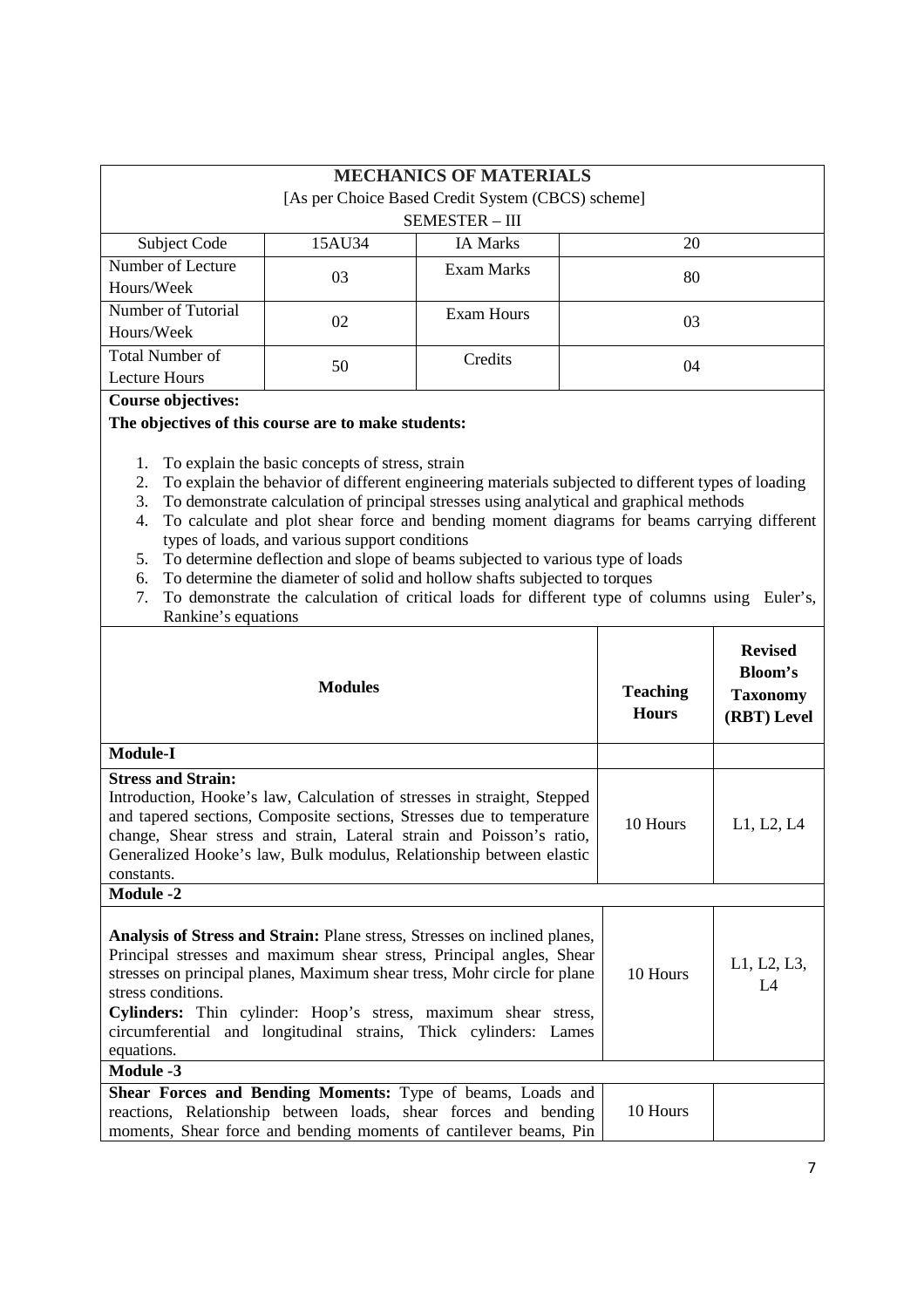## MECHANICS OF MATERIALS

[As per Choice Based Credit System (CBCS) scheme]

SEMESTER – III

| Subject Code | 15AU34 | IA Marks | 20 |
|---|---|---|---|
| Number of Lecture Hours/Week | 03 | Exam Marks | 80 |
| Number of Tutorial Hours/Week | 02 | Exam Hours | 03 |
| Total Number of Lecture Hours | 50 | Credits | 04 |

**Course objectives:**

**The objectives of this course are to make students:**

1. To explain the basic concepts of stress, strain
2. To explain the behavior of different engineering materials subjected to different types of loading
3. To demonstrate calculation of principal stresses using analytical and graphical methods
4. To calculate and plot shear force and bending moment diagrams for beams carrying different types of loads, and various support conditions
5. To determine deflection and slope of beams subjected to various type of loads
6. To determine the diameter of solid and hollow shafts subjected to torques
7. To demonstrate the calculation of critical loads for different type of columns using Euler's, Rankine's equations

| **Modules** | **Teaching Hours** | **Revised Bloom's Taxonomy (RBT) Level** |
|---|---|---|
| **Module-I** | | |
| **Stress and Strain:** Introduction, Hooke's law, Calculation of stresses in straight, Stepped and tapered sections, Composite sections, Stresses due to temperature change, Shear stress and strain, Lateral strain and Poisson's ratio, Generalized Hooke's law, Bulk modulus, Relationship between elastic constants. | 10 Hours | L1, L2, L4 |
| **Module -2** | | |
| **Analysis of Stress and Strain:** Plane stress, Stresses on inclined planes, Principal stresses and maximum shear stress, Principal angles, Shear stresses on principal planes, Maximum shear tress, Mohr circle for plane stress conditions. **Cylinders:** Thin cylinder: Hoop's stress, maximum shear stress, circumferential and longitudinal strains, Thick cylinders: Lames equations. | 10 Hours | L1, L2, L3, L4 |
| **Module -3** | | |
| **Shear Forces and Bending Moments:** Type of beams, Loads and reactions, Relationship between loads, shear forces and bending moments, Shear force and bending moments of cantilever beams, Pin | 10 Hours | |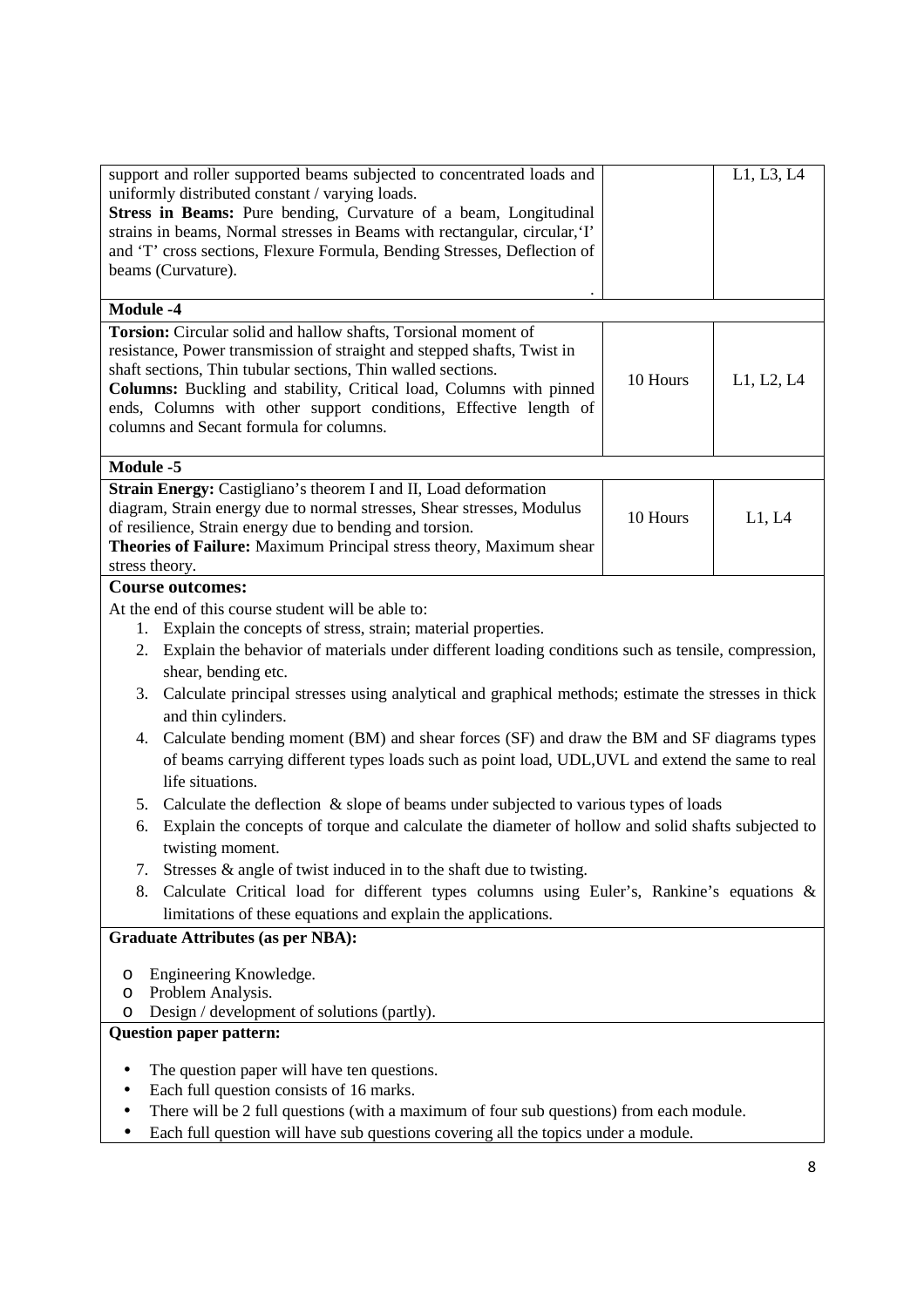| | | |
|---|---|---|
| support and roller supported beams subjected to concentrated loads and uniformly distributed constant / varying loads.<br>**Stress in Beams:** Pure bending, Curvature of a beam, Longitudinal strains in beams, Normal stresses in Beams with rectangular, circular,'I' and 'T' cross sections, Flexure Formula, Bending Stresses, Deflection of beams (Curvature).<br>. | | L1, L3, L4 |
| **Module -4** | | |
| **Torsion:** Circular solid and hallow shafts, Torsional moment of resistance, Power transmission of straight and stepped shafts, Twist in shaft sections, Thin tubular sections, Thin walled sections.<br>**Columns:** Buckling and stability, Critical load, Columns with pinned ends, Columns with other support conditions, Effective length of columns and Secant formula for columns. | 10 Hours | L1, L2, L4 |
| **Module -5** | | |
| **Strain Energy:** Castigliano's theorem I and II, Load deformation diagram, Strain energy due to normal stresses, Shear stresses, Modulus of resilience, Strain energy due to bending and torsion.<br>**Theories of Failure:** Maximum Principal stress theory, Maximum shear stress theory. | 10 Hours | L1, L4 |

**Course outcomes:**

At the end of this course student will be able to:

1. Explain the concepts of stress, strain; material properties.
2. Explain the behavior of materials under different loading conditions such as tensile, compression, shear, bending etc.
3. Calculate principal stresses using analytical and graphical methods; estimate the stresses in thick and thin cylinders.
4. Calculate bending moment (BM) and shear forces (SF) and draw the BM and SF diagrams types of beams carrying different types loads such as point load, UDL,UVL and extend the same to real life situations.
5. Calculate the deflection & slope of beams under subjected to various types of loads
6. Explain the concepts of torque and calculate the diameter of hollow and solid shafts subjected to twisting moment.
7. Stresses & angle of twist induced in to the shaft due to twisting.
8. Calculate Critical load for different types columns using Euler's, Rankine's equations & limitations of these equations and explain the applications.

**Graduate Attributes (as per NBA):**

- Engineering Knowledge.
- Problem Analysis.
- Design / development of solutions (partly).

**Question paper pattern:**

- The question paper will have ten questions.
- Each full question consists of 16 marks.
- There will be 2 full questions (with a maximum of four sub questions) from each module.
- Each full question will have sub questions covering all the topics under a module.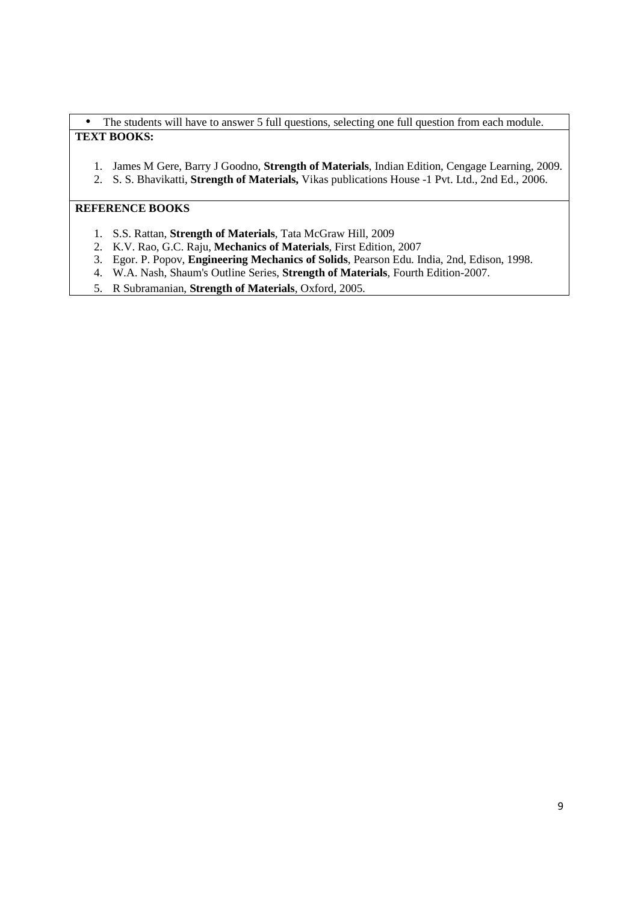- The students will have to answer 5 full questions, selecting one full question from each module.

**TEXT BOOKS:**

1. James M Gere, Barry J Goodno, **Strength of Materials**, Indian Edition, Cengage Learning, 2009.
2. S. S. Bhavikatti, **Strength of Materials,** Vikas publications House -1 Pvt. Ltd., 2nd Ed., 2006.

**REFERENCE BOOKS**

1. S.S. Rattan, **Strength of Materials**, Tata McGraw Hill, 2009
2. K.V. Rao, G.C. Raju, **Mechanics of Materials**, First Edition, 2007
3. Egor. P. Popov, **Engineering Mechanics of Solids**, Pearson Edu. India, 2nd, Edison, 1998.
4. W.A. Nash, Shaum's Outline Series, **Strength of Materials**, Fourth Edition-2007.
5. R Subramanian, **Strength of Materials**, Oxford, 2005.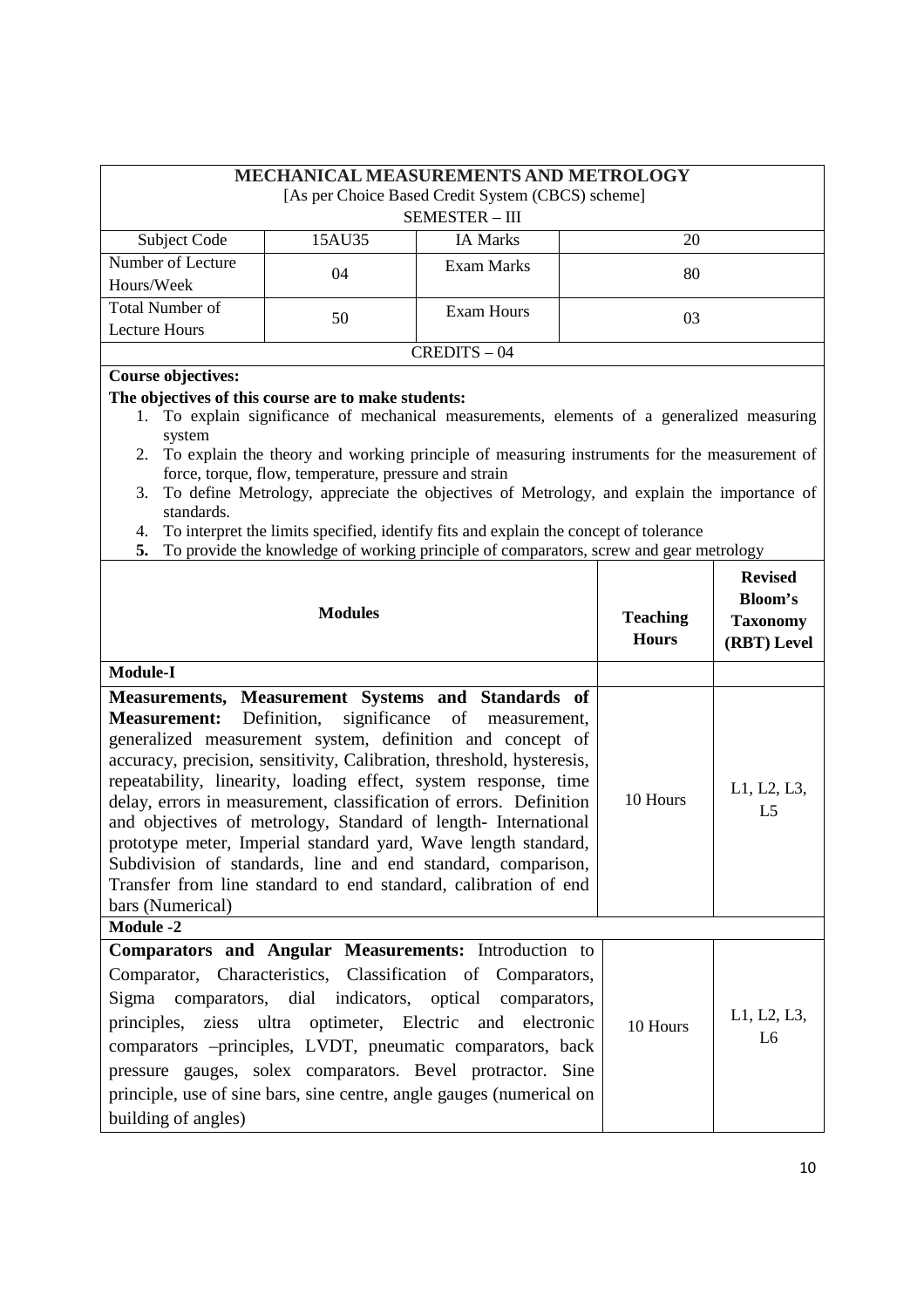## MECHANICAL MEASUREMENTS AND METROLOGY

[As per Choice Based Credit System (CBCS) scheme]

SEMESTER – III

| Subject Code | 15AU35 | IA Marks | 20 |
|---|---|---|---|
| Number of Lecture Hours/Week | 04 | Exam Marks | 80 |
| Total Number of Lecture Hours | 50 | Exam Hours | 03 |

CREDITS – 04

**Course objectives:**

**The objectives of this course are to make students:**

1. To explain significance of mechanical measurements, elements of a generalized measuring system
2. To explain the theory and working principle of measuring instruments for the measurement of force, torque, flow, temperature, pressure and strain
3. To define Metrology, appreciate the objectives of Metrology, and explain the importance of standards.
4. To interpret the limits specified, identify fits and explain the concept of tolerance
5. To provide the knowledge of working principle of comparators, screw and gear metrology

| Modules | Teaching Hours | Revised Bloom's Taxonomy (RBT) Level |
|---|---|---|
| **Module-I** | | |
| **Measurements, Measurement Systems and Standards of Measurement:** Definition, significance of measurement, generalized measurement system, definition and concept of accuracy, precision, sensitivity, Calibration, threshold, hysteresis, repeatability, linearity, loading effect, system response, time delay, errors in measurement, classification of errors. Definition and objectives of metrology, Standard of length- International prototype meter, Imperial standard yard, Wave length standard, Subdivision of standards, line and end standard, comparison, Transfer from line standard to end standard, calibration of end bars (Numerical) | 10 Hours | L1, L2, L3, L5 |
| **Module -2** | | |
| **Comparators and Angular Measurements:** Introduction to Comparator, Characteristics, Classification of Comparators, Sigma comparators, dial indicators, optical comparators, principles, ziess ultra optimeter, Electric and electronic comparators –principles, LVDT, pneumatic comparators, back pressure gauges, solex comparators. Bevel protractor. Sine principle, use of sine bars, sine centre, angle gauges (numerical on building of angles) | 10 Hours | L1, L2, L3, L6 |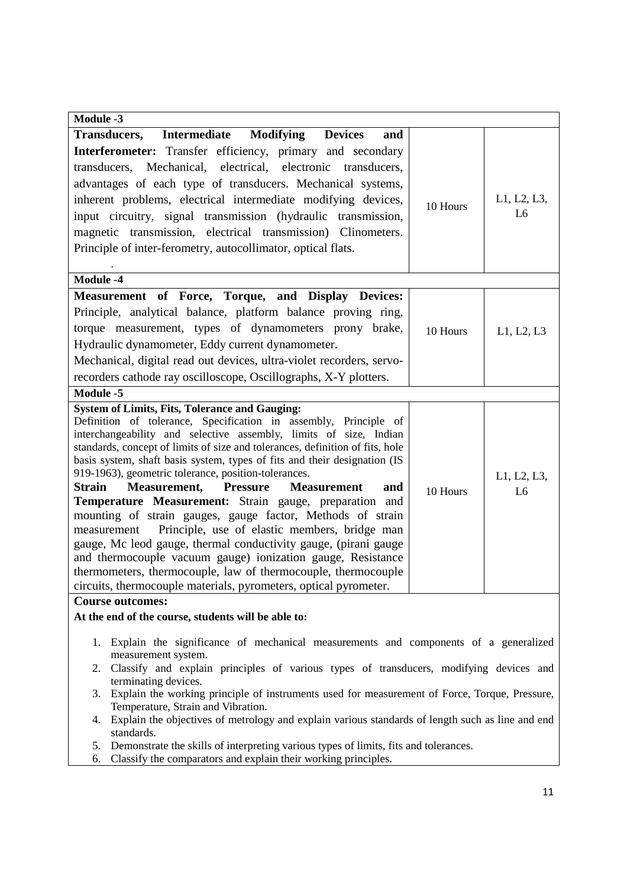| Module -3 | | |
|---|---|---|
| **Transducers, Intermediate Modifying Devices and Interferometer:** Transfer efficiency, primary and secondary transducers, Mechanical, electrical, electronic transducers, advantages of each type of transducers. Mechanical systems, inherent problems, electrical intermediate modifying devices, input circuitry, signal transmission (hydraulic transmission, magnetic transmission, electrical transmission) Clinometers. Principle of inter-ferometry, autocollimator, optical flats. . | 10 Hours | L1, L2, L3, L6 |
| **Module -4** | | |
| **Measurement of Force, Torque, and Display Devices:** Principle, analytical balance, platform balance proving ring, torque measurement, types of dynamometers prony brake, Hydraulic dynamometer, Eddy current dynamometer. Mechanical, digital read out devices, ultra-violet recorders, servo-recorders cathode ray oscilloscope, Oscillographs, X-Y plotters. | 10 Hours | L1, L2, L3 |
| **Module -5** | | |
| **System of Limits, Fits, Tolerance and Gauging:** Definition of tolerance, Specification in assembly, Principle of interchangeability and selective assembly, limits of size, Indian standards, concept of limits of size and tolerances, definition of fits, hole basis system, shaft basis system, types of fits and their designation (IS 919-1963), geometric tolerance, position-tolerances. **Strain Measurement, Pressure Measurement and Temperature Measurement:** Strain gauge, preparation and mounting of strain gauges, gauge factor, Methods of strain measurement Principle, use of elastic members, bridge man gauge, Mc leod gauge, thermal conductivity gauge, (pirani gauge and thermocouple vacuum gauge) ionization gauge, Resistance thermometers, thermocouple, law of thermocouple, thermocouple circuits, thermocouple materials, pyrometers, optical pyrometer. | 10 Hours | L1, L2, L3, L6 |

**Course outcomes:**

**At the end of the course, students will be able to:**

1. Explain the significance of mechanical measurements and components of a generalized measurement system.
2. Classify and explain principles of various types of transducers, modifying devices and terminating devices.
3. Explain the working principle of instruments used for measurement of Force, Torque, Pressure, Temperature, Strain and Vibration.
4. Explain the objectives of metrology and explain various standards of length such as line and end standards.
5. Demonstrate the skills of interpreting various types of limits, fits and tolerances.
6. Classify the comparators and explain their working principles.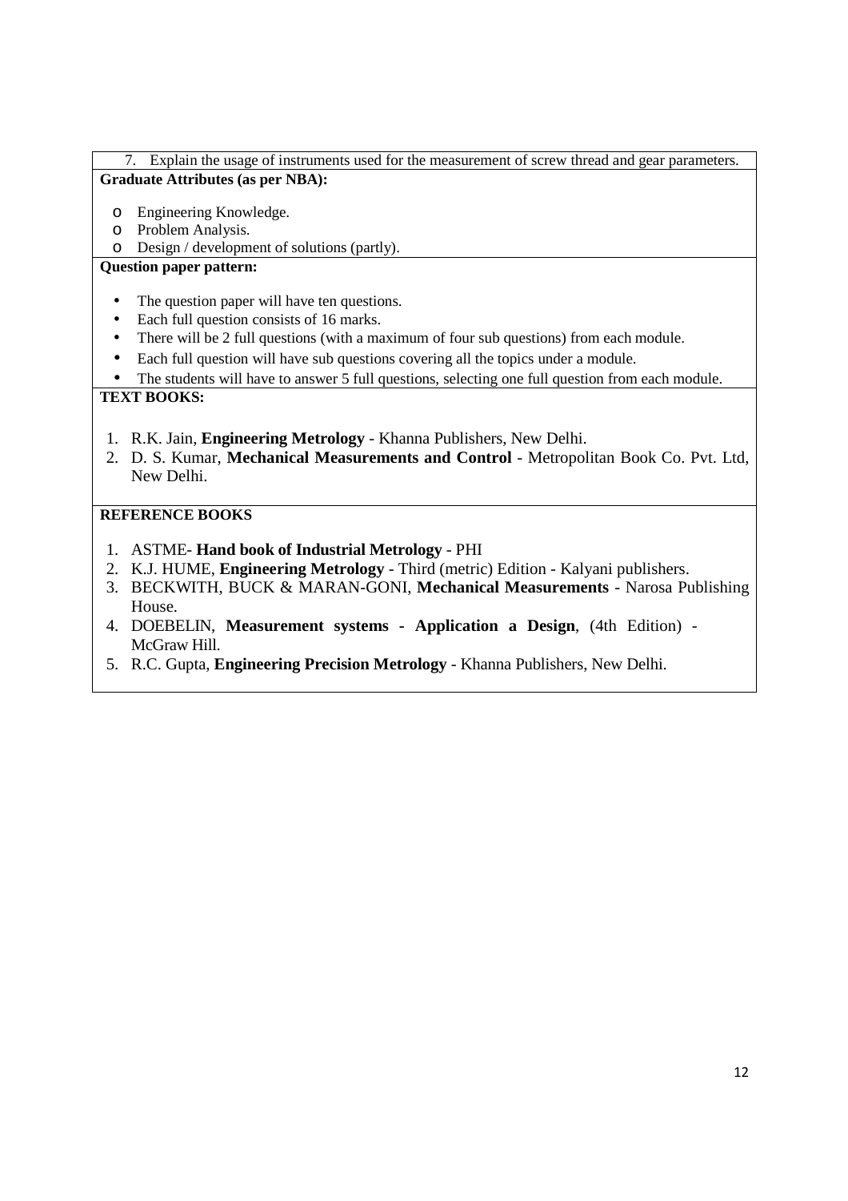7. Explain the usage of instruments used for the measurement of screw thread and gear parameters.

**Graduate Attributes (as per NBA):**

- Engineering Knowledge.
- Problem Analysis.
- Design / development of solutions (partly).

**Question paper pattern:**

- The question paper will have ten questions.
- Each full question consists of 16 marks.
- There will be 2 full questions (with a maximum of four sub questions) from each module.
- Each full question will have sub questions covering all the topics under a module.
- The students will have to answer 5 full questions, selecting one full question from each module.

**TEXT BOOKS:**

1. R.K. Jain, **Engineering Metrology** - Khanna Publishers, New Delhi.
2. D. S. Kumar, **Mechanical Measurements and Control** - Metropolitan Book Co. Pvt. Ltd, New Delhi.

**REFERENCE BOOKS**

1. ASTME- **Hand book of Industrial Metrology** - PHI
2. K.J. HUME, **Engineering Metrology** - Third (metric) Edition - Kalyani publishers.
3. BECKWITH, BUCK & MARAN-GONI, **Mechanical Measurements** - Narosa Publishing House.
4. DOEBELIN, **Measurement systems - Application a Design**, (4th Edition) - McGraw Hill.
5. R.C. Gupta, **Engineering Precision Metrology** - Khanna Publishers, New Delhi.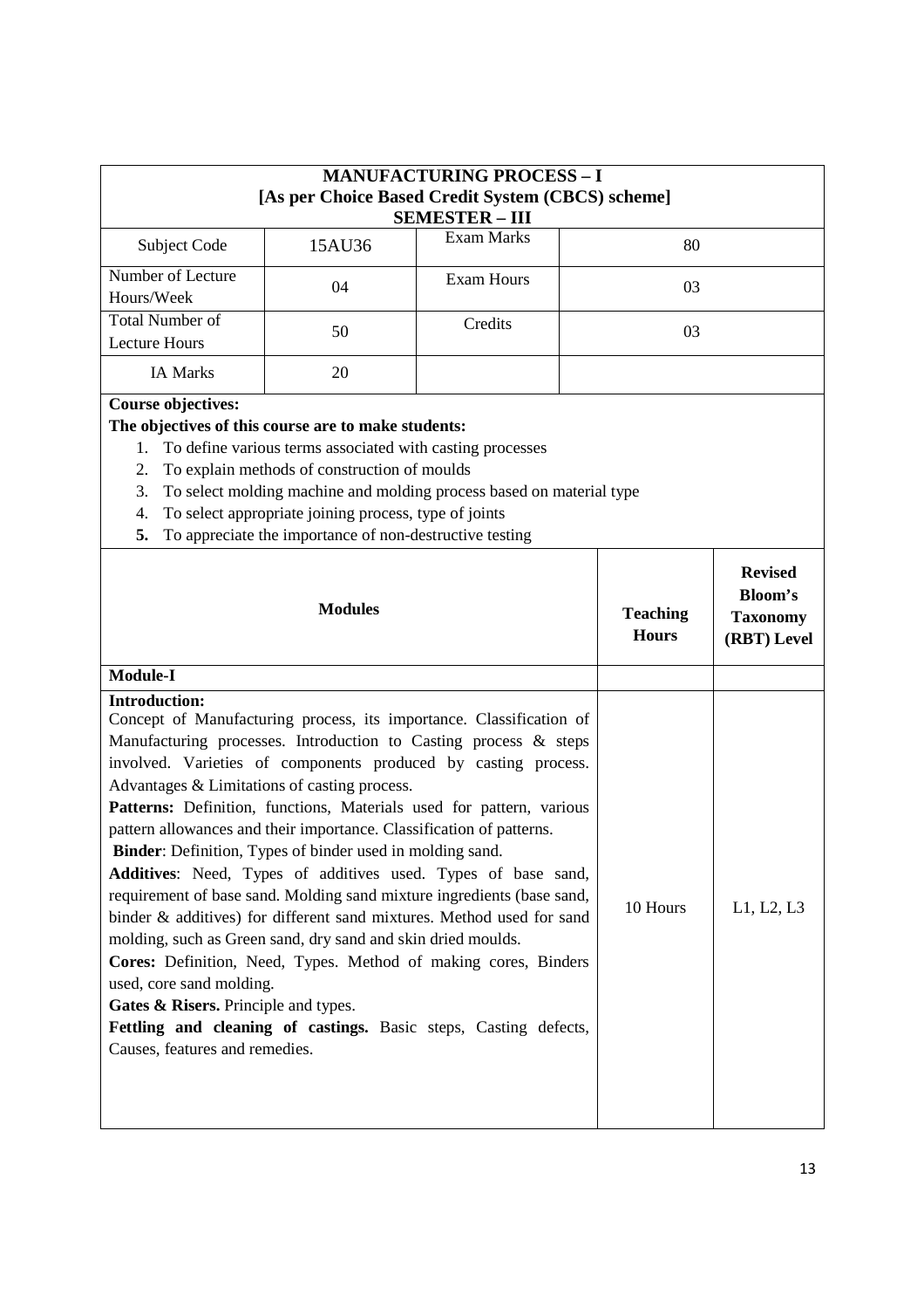## MANUFACTURING PROCESS – I
### [As per Choice Based Credit System (CBCS) scheme]
### SEMESTER – III

| Subject Code | 15AU36 | Exam Marks | 80 |
|---|---|---|---|
| Number of Lecture Hours/Week | 04 | Exam Hours | 03 |
| Total Number of Lecture Hours | 50 | Credits | 03 |
| IA Marks | 20 | | |

**Course objectives:**

**The objectives of this course are to make students:**

1. To define various terms associated with casting processes
2. To explain methods of construction of moulds
3. To select molding machine and molding process based on material type
4. To select appropriate joining process, type of joints
5. To appreciate the importance of non-destructive testing

| Modules | Teaching Hours | Revised Bloom's Taxonomy (RBT) Level |
|---|---|---|
| **Module-I** | | |
| **Introduction:** Concept of Manufacturing process, its importance. Classification of Manufacturing processes. Introduction to Casting process & steps involved. Varieties of components produced by casting process. Advantages & Limitations of casting process. **Patterns:** Definition, functions, Materials used for pattern, various pattern allowances and their importance. Classification of patterns. **Binder**: Definition, Types of binder used in molding sand. **Additives**: Need, Types of additives used. Types of base sand, requirement of base sand. Molding sand mixture ingredients (base sand, binder & additives) for different sand mixtures. Method used for sand molding, such as Green sand, dry sand and skin dried moulds. **Cores:** Definition, Need, Types. Method of making cores, Binders used, core sand molding. **Gates & Risers.** Principle and types. **Fettling and cleaning of castings.** Basic steps, Casting defects, Causes, features and remedies. | 10 Hours | L1, L2, L3 |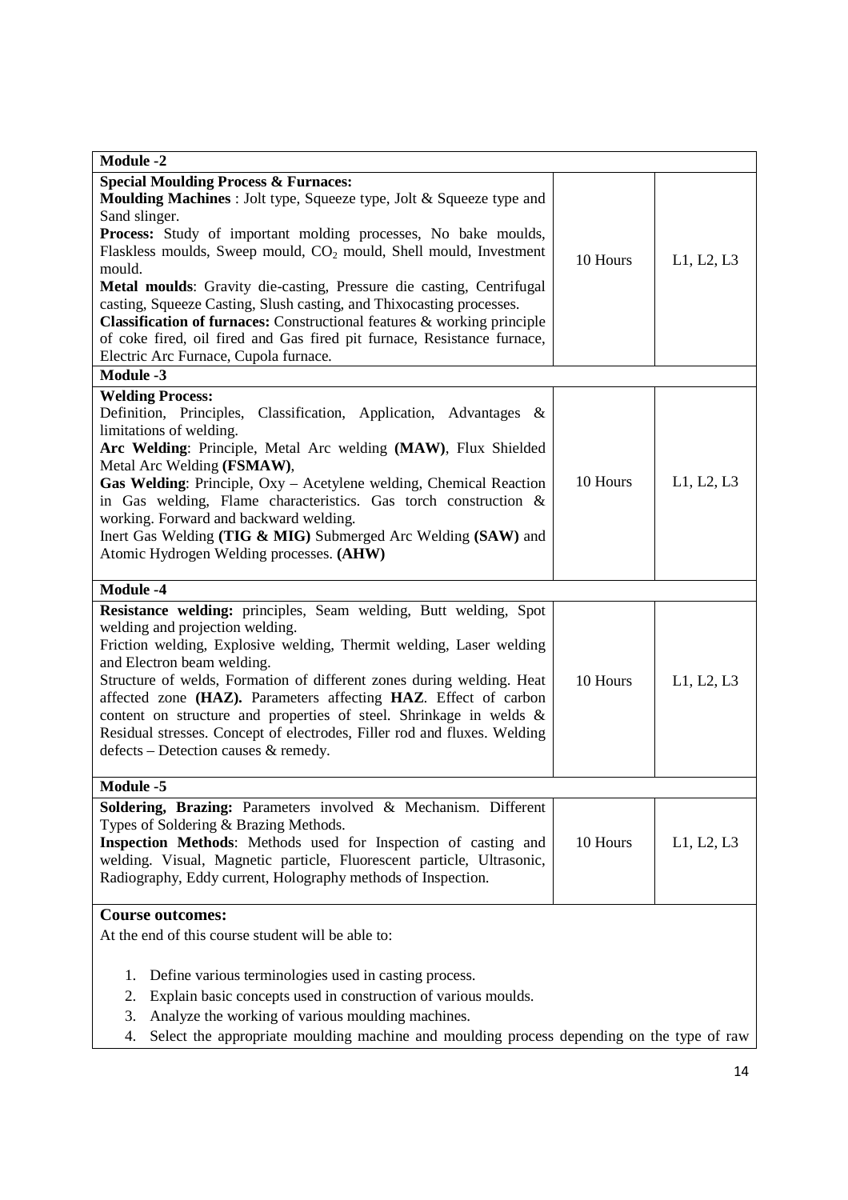| Module -2 | | |
|---|---|---|
| **Special Moulding Process & Furnaces:**<br>**Moulding Machines** : Jolt type, Squeeze type, Jolt & Squeeze type and Sand slinger.<br>**Process:** Study of important molding processes, No bake moulds, Flaskless moulds, Sweep mould, $CO_2$ mould, Shell mould, Investment mould.<br>**Metal moulds**: Gravity die-casting, Pressure die casting, Centrifugal casting, Squeeze Casting, Slush casting, and Thixocasting processes.<br>**Classification of furnaces:** Constructional features & working principle of coke fired, oil fired and Gas fired pit furnace, Resistance furnace, Electric Arc Furnace, Cupola furnace. | 10 Hours | L1, L2, L3 |
| **Module -3** | | |
| **Welding Process:**<br>Definition, Principles, Classification, Application, Advantages & limitations of welding.<br>**Arc Welding**: Principle, Metal Arc welding **(MAW)**, Flux Shielded Metal Arc Welding **(FSMAW)**,<br>**Gas Welding**: Principle, Oxy – Acetylene welding, Chemical Reaction in Gas welding, Flame characteristics. Gas torch construction & working. Forward and backward welding.<br>Inert Gas Welding **(TIG & MIG)** Submerged Arc Welding **(SAW)** and Atomic Hydrogen Welding processes. **(AHW)** | 10 Hours | L1, L2, L3 |
| **Module -4** | | |
| **Resistance welding:** principles, Seam welding, Butt welding, Spot welding and projection welding.<br>Friction welding, Explosive welding, Thermit welding, Laser welding and Electron beam welding.<br>Structure of welds, Formation of different zones during welding. Heat affected zone **(HAZ).** Parameters affecting **HAZ**. Effect of carbon content on structure and properties of steel. Shrinkage in welds & Residual stresses. Concept of electrodes, Filler rod and fluxes. Welding defects – Detection causes & remedy. | 10 Hours | L1, L2, L3 |
| **Module -5** | | |
| **Soldering, Brazing:** Parameters involved & Mechanism. Different Types of Soldering & Brazing Methods.<br>**Inspection Methods**: Methods used for Inspection of casting and welding. Visual, Magnetic particle, Fluorescent particle, Ultrasonic, Radiography, Eddy current, Holography methods of Inspection. | 10 Hours | L1, L2, L3 |

**Course outcomes:**

At the end of this course student will be able to:

1. Define various terminologies used in casting process.
2. Explain basic concepts used in construction of various moulds.
3. Analyze the working of various moulding machines.
4. Select the appropriate moulding machine and moulding process depending on the type of raw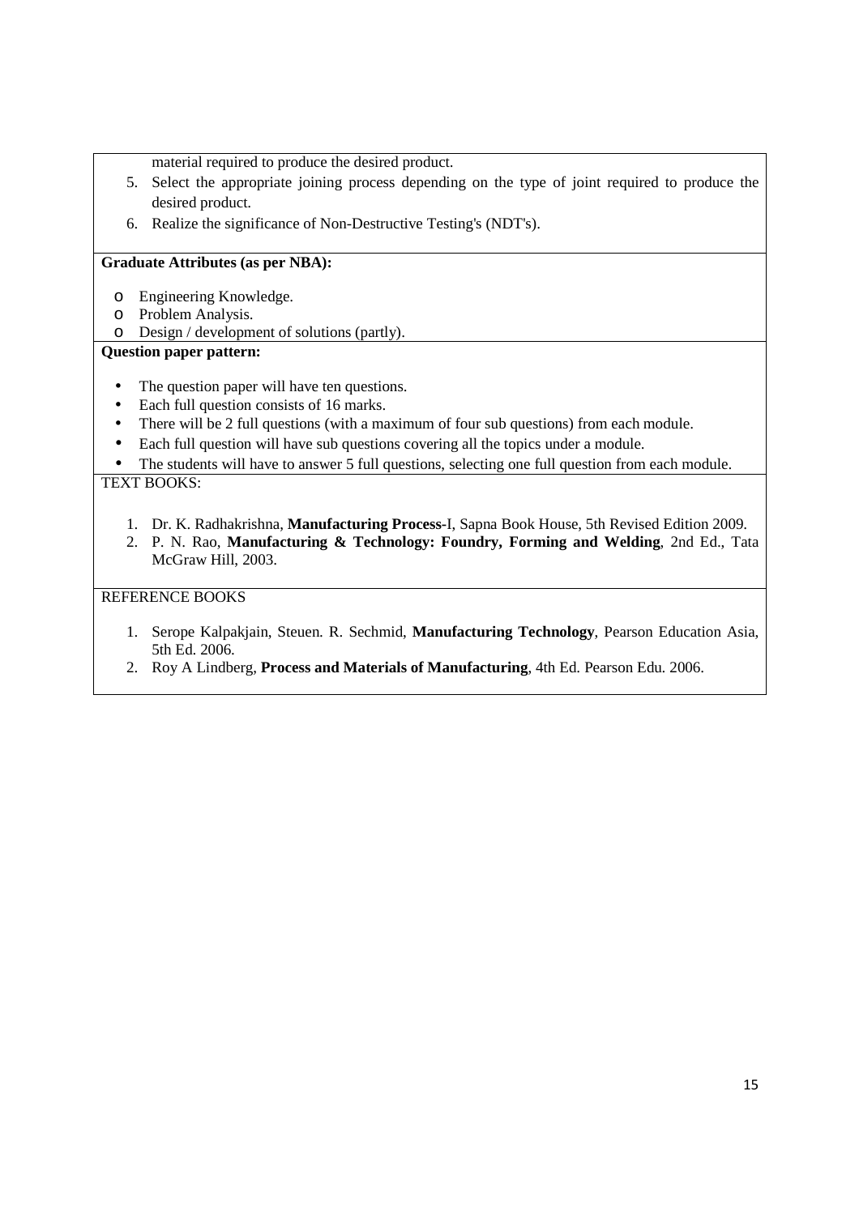material required to produce the desired product.

5. Select the appropriate joining process depending on the type of joint required to produce the desired product.
6. Realize the significance of Non-Destructive Testing's (NDT's).

**Graduate Attributes (as per NBA):**

- Engineering Knowledge.
- Problem Analysis.
- Design / development of solutions (partly).

**Question paper pattern:**

- The question paper will have ten questions.
- Each full question consists of 16 marks.
- There will be 2 full questions (with a maximum of four sub questions) from each module.
- Each full question will have sub questions covering all the topics under a module.
- The students will have to answer 5 full questions, selecting one full question from each module.

TEXT BOOKS:

1. Dr. K. Radhakrishna, **Manufacturing Process**-I, Sapna Book House, 5th Revised Edition 2009.
2. P. N. Rao, **Manufacturing & Technology: Foundry, Forming and Welding**, 2nd Ed., Tata McGraw Hill, 2003.

REFERENCE BOOKS

1. Serope Kalpakjain, Steuen. R. Sechmid, **Manufacturing Technology**, Pearson Education Asia, 5th Ed. 2006.
2. Roy A Lindberg, **Process and Materials of Manufacturing**, 4th Ed. Pearson Edu. 2006.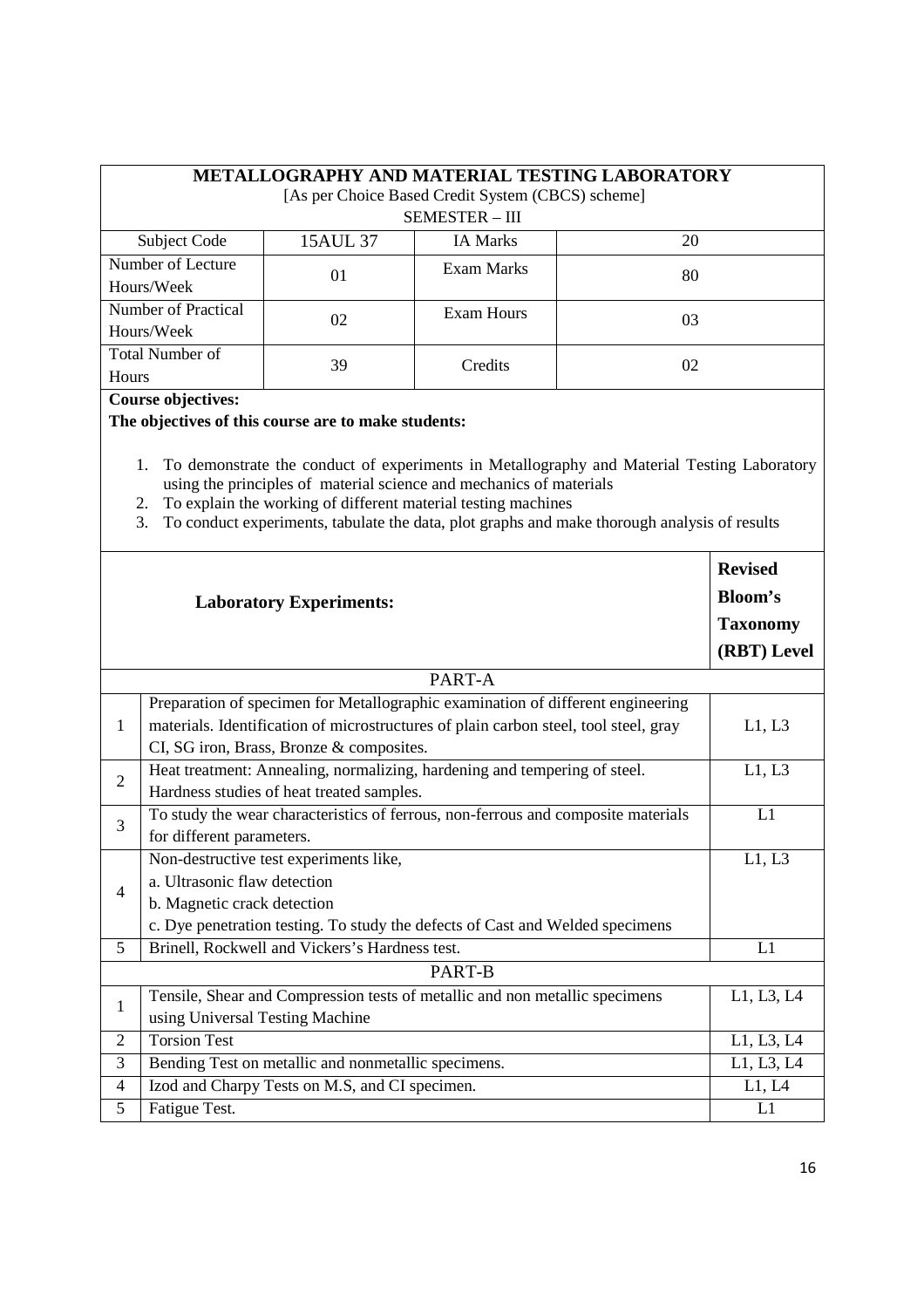## METALLOGRAPHY AND MATERIAL TESTING LABORATORY

[As per Choice Based Credit System (CBCS) scheme]

SEMESTER – III

| Subject Code | 15AUL 37 | IA Marks | 20 |
|---|---|---|---|
| Number of Lecture Hours/Week | 01 | Exam Marks | 80 |
| Number of Practical Hours/Week | 02 | Exam Hours | 03 |
| Total Number of Hours | 39 | Credits | 02 |

**Course objectives:**

**The objectives of this course are to make students:**

1. To demonstrate the conduct of experiments in Metallography and Material Testing Laboratory using the principles of material science and mechanics of materials
2. To explain the working of different material testing machines
3. To conduct experiments, tabulate the data, plot graphs and make thorough analysis of results

| | **Laboratory Experiments:** | **Revised Bloom's Taxonomy (RBT) Level** |
|---|---|---|
| | PART-A | |
| 1 | Preparation of specimen for Metallographic examination of different engineering materials. Identification of microstructures of plain carbon steel, tool steel, gray CI, SG iron, Brass, Bronze & composites. | L1, L3 |
| 2 | Heat treatment: Annealing, normalizing, hardening and tempering of steel. Hardness studies of heat treated samples. | L1, L3 |
| 3 | To study the wear characteristics of ferrous, non-ferrous and composite materials for different parameters. | L1 |
| 4 | Non-destructive test experiments like,<br>a. Ultrasonic flaw detection<br>b. Magnetic crack detection<br>c. Dye penetration testing. To study the defects of Cast and Welded specimens | L1, L3 |
| 5 | Brinell, Rockwell and Vickers's Hardness test. | L1 |
| | PART-B | |
| 1 | Tensile, Shear and Compression tests of metallic and non metallic specimens using Universal Testing Machine | L1, L3, L4 |
| 2 | Torsion Test | L1, L3, L4 |
| 3 | Bending Test on metallic and nonmetallic specimens. | L1, L3, L4 |
| 4 | Izod and Charpy Tests on M.S, and CI specimen. | L1, L4 |
| 5 | Fatigue Test. | L1 |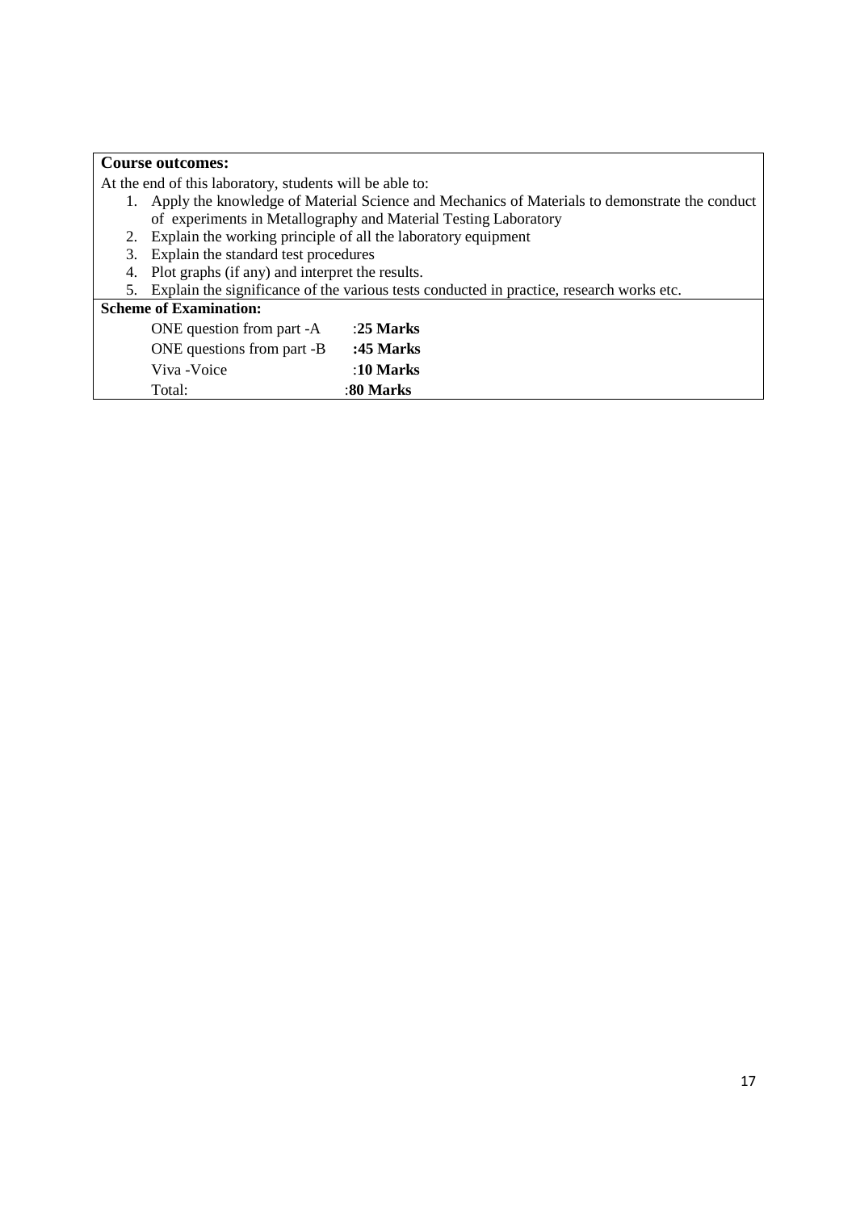**Course outcomes:**

At the end of this laboratory, students will be able to:

1. Apply the knowledge of Material Science and Mechanics of Materials to demonstrate the conduct of experiments in Metallography and Material Testing Laboratory
2. Explain the working principle of all the laboratory equipment
3. Explain the standard test procedures
4. Plot graphs (if any) and interpret the results.
5. Explain the significance of the various tests conducted in practice, research works etc.

**Scheme of Examination:**

| | |
|---|---|
| ONE question from part -A | :**25 Marks** |
| ONE questions from part -B | **:45 Marks** |
| Viva -Voice | :**10 Marks** |
| Total: | :**80 Marks** |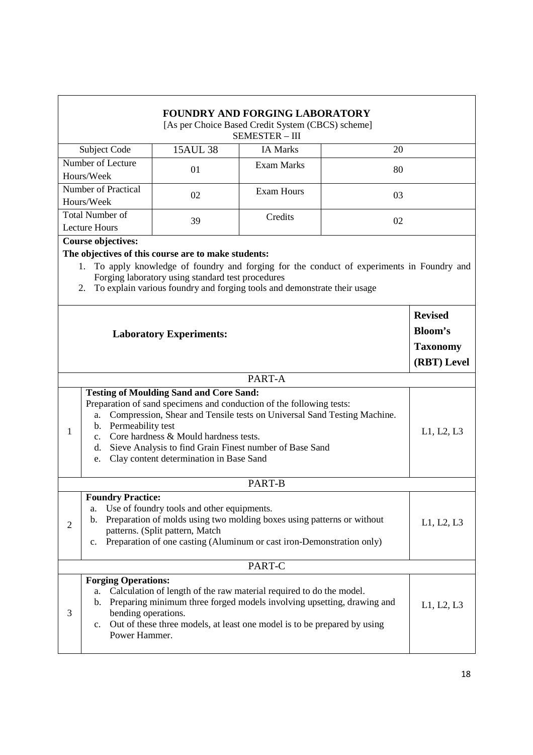# FOUNDRY AND FORGING LABORATORY

[As per Choice Based Credit System (CBCS) scheme]

SEMESTER – III

| Subject Code | 15AUL 38 | IA Marks | 20 |
|---|---|---|---|
| Number of Lecture Hours/Week | 01 | Exam Marks | 80 |
| Number of Practical Hours/Week | 02 | Exam Hours | 03 |
| Total Number of Lecture Hours | 39 | Credits | 02 |

**Course objectives:**

**The objectives of this course are to make students:**

1. To apply knowledge of foundry and forging for the conduct of experiments in Foundry and Forging laboratory using standard test procedures
2. To explain various foundry and forging tools and demonstrate their usage

| | Laboratory Experiments: | Revised Bloom's Taxonomy (RBT) Level |
|---|---|---|
| | **PART-A** | |
| 1 | **Testing of Moulding Sand and Core Sand:**<br>Preparation of sand specimens and conduction of the following tests:<br>a. Compression, Shear and Tensile tests on Universal Sand Testing Machine.<br>b. Permeability test<br>c. Core hardness & Mould hardness tests.<br>d. Sieve Analysis to find Grain Finest number of Base Sand<br>e. Clay content determination in Base Sand | L1, L2, L3 |
| | **PART-B** | |
| 2 | **Foundry Practice:**<br>a. Use of foundry tools and other equipments.<br>b. Preparation of molds using two molding boxes using patterns or without patterns. (Split pattern, Match<br>c. Preparation of one casting (Aluminum or cast iron-Demonstration only) | L1, L2, L3 |
| | **PART-C** | |
| 3 | **Forging Operations:**<br>a. Calculation of length of the raw material required to do the model.<br>b. Preparing minimum three forged models involving upsetting, drawing and bending operations.<br>c. Out of these three models, at least one model is to be prepared by using Power Hammer. | L1, L2, L3 |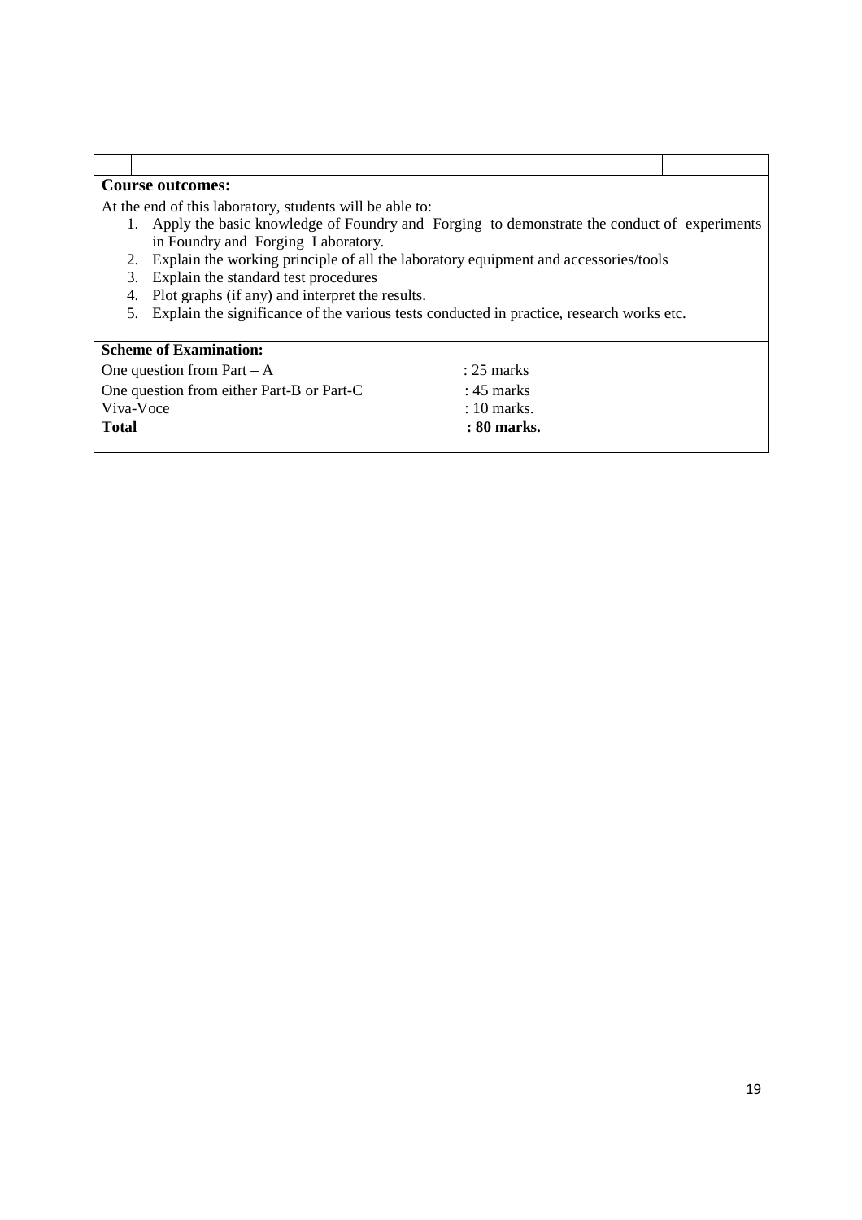**Course outcomes:**

At the end of this laboratory, students will be able to:

1. Apply the basic knowledge of Foundry and Forging to demonstrate the conduct of experiments in Foundry and Forging Laboratory.
2. Explain the working principle of all the laboratory equipment and accessories/tools
3. Explain the standard test procedures
4. Plot graphs (if any) and interpret the results.
5. Explain the significance of the various tests conducted in practice, research works etc.

**Scheme of Examination:**

| | |
|---|---|
| One question from Part – A | : 25 marks |
| One question from either Part-B or Part-C | : 45 marks |
| Viva-Voce | : 10 marks. |
| **Total** | **: 80 marks.** |